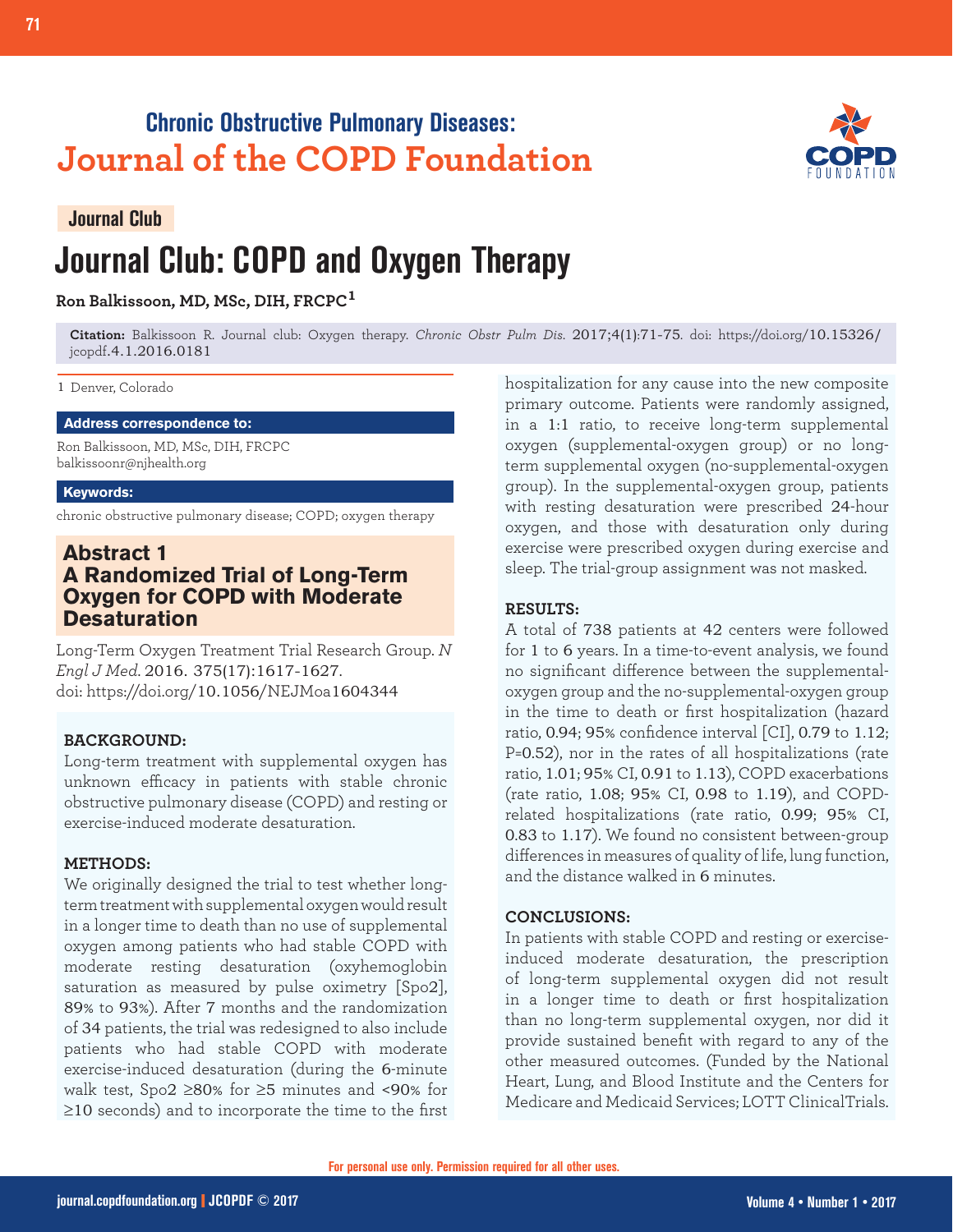## Chronic Obstructive Pulmonary Diseases:
## Journal of the COPD Foundation

**Journal Club**

# Journal Club: COPD and Oxygen Therapy

**Ron Balkissoon, MD, MSc, DIH, FRCPC[1]**

**Citation:** Balkissoon R. Journal club: Oxygen therapy. *Chronic Obstr Pulm Dis*. 2017;4(1):71-75. doi: https://doi.org/10.15326/jcopdf.4.1.2016.0181

1 Denver, Colorado

**Address correspondence to:**

Ron Balkissoon, MD, MSc, DIH, FRCPC
balkissoonr@njhealth.org

**Keywords:**

chronic obstructive pulmonary disease; COPD; oxygen therapy

## Abstract 1
## A Randomized Trial of Long-Term Oxygen for COPD with Moderate Desaturation

Long-Term Oxygen Treatment Trial Research Group. *N Engl J Med*. 2016. 375(17):1617-1627. doi: https://doi.org/10.1056/NEJMoa1604344

**BACKGROUND:**

Long-term treatment with supplemental oxygen has unknown efficacy in patients with stable chronic obstructive pulmonary disease (COPD) and resting or exercise-induced moderate desaturation.

**METHODS:**

We originally designed the trial to test whether long-term treatment with supplemental oxygen would result in a longer time to death than no use of supplemental oxygen among patients who had stable COPD with moderate resting desaturation (oxyhemoglobin saturation as measured by pulse oximetry [$Spo_2$], 89% to 93%). After 7 months and the randomization of 34 patients, the trial was redesigned to also include patients who had stable COPD with moderate exercise-induced desaturation (during the 6-minute walk test, $Spo_2$ ≥80% for ≥5 minutes and <90% for ≥10 seconds) and to incorporate the time to the first hospitalization for any cause into the new composite primary outcome. Patients were randomly assigned, in a 1:1 ratio, to receive long-term supplemental oxygen (supplemental-oxygen group) or no long-term supplemental oxygen (no-supplemental-oxygen group). In the supplemental-oxygen group, patients with resting desaturation were prescribed 24-hour oxygen, and those with desaturation only during exercise were prescribed oxygen during exercise and sleep. The trial-group assignment was not masked.

**RESULTS:**

A total of 738 patients at 42 centers were followed for 1 to 6 years. In a time-to-event analysis, we found no significant difference between the supplemental-oxygen group and the no-supplemental-oxygen group in the time to death or first hospitalization (hazard ratio, 0.94; 95% confidence interval [CI], 0.79 to 1.12; P=0.52), nor in the rates of all hospitalizations (rate ratio, 1.01; 95% CI, 0.91 to 1.13), COPD exacerbations (rate ratio, 1.08; 95% CI, 0.98 to 1.19), and COPD-related hospitalizations (rate ratio, 0.99; 95% CI, 0.83 to 1.17). We found no consistent between-group differences in measures of quality of life, lung function, and the distance walked in 6 minutes.

**CONCLUSIONS:**

In patients with stable COPD and resting or exercise-induced moderate desaturation, the prescription of long-term supplemental oxygen did not result in a longer time to death or first hospitalization than no long-term supplemental oxygen, nor did it provide sustained benefit with regard to any of the other measured outcomes. (Funded by the National Heart, Lung, and Blood Institute and the Centers for Medicare and Medicaid Services; LOTT ClinicalTrials.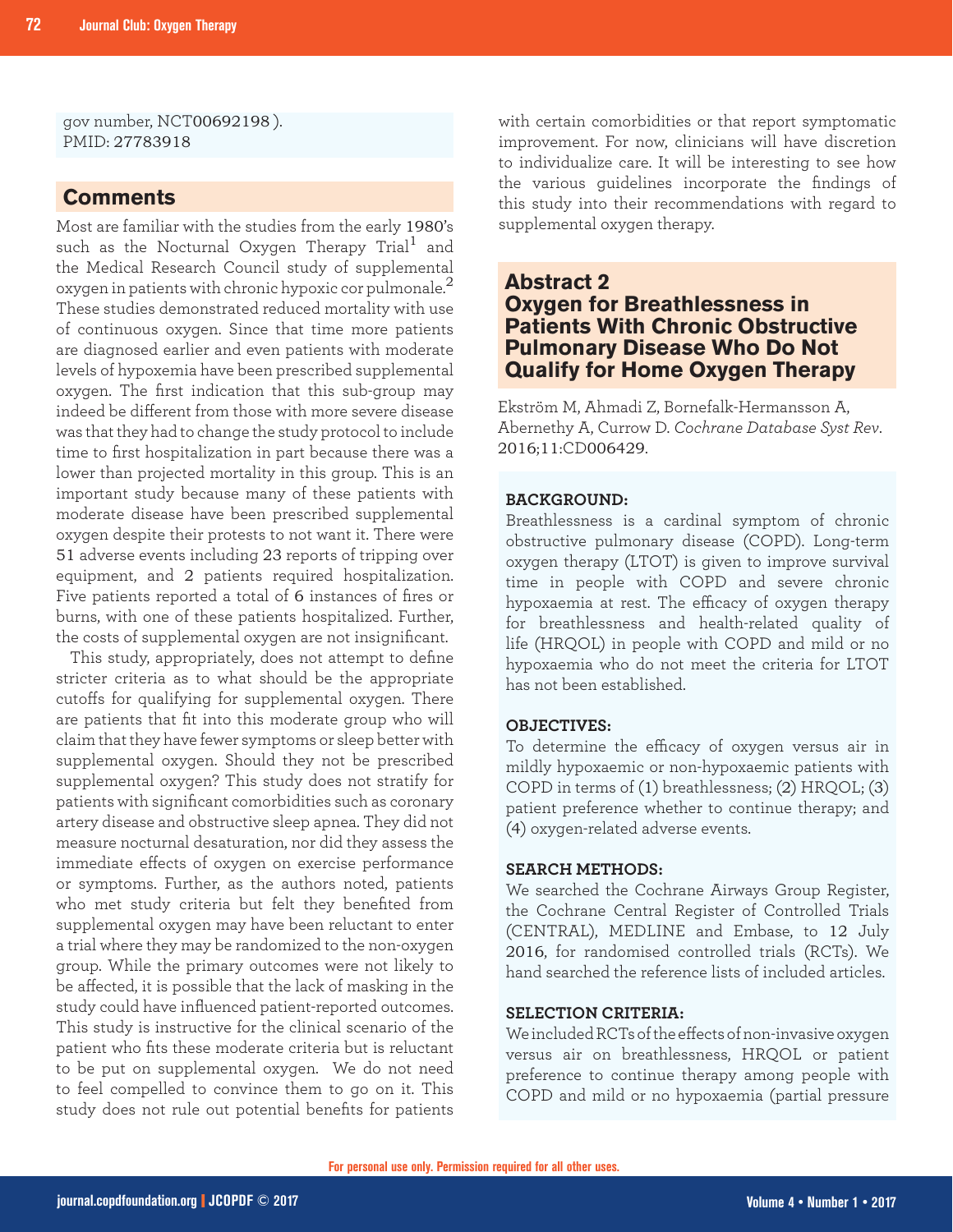gov number, NCT00692198 ).
PMID: 27783918

## Comments

Most are familiar with the studies from the early 1980's such as the Nocturnal Oxygen Therapy Trial[1] and the Medical Research Council study of supplemental oxygen in patients with chronic hypoxic cor pulmonale.[2] These studies demonstrated reduced mortality with use of continuous oxygen. Since that time more patients are diagnosed earlier and even patients with moderate levels of hypoxemia have been prescribed supplemental oxygen. The first indication that this sub-group may indeed be different from those with more severe disease was that they had to change the study protocol to include time to first hospitalization in part because there was a lower than projected mortality in this group. This is an important study because many of these patients with moderate disease have been prescribed supplemental oxygen despite their protests to not want it. There were 51 adverse events including 23 reports of tripping over equipment, and 2 patients required hospitalization. Five patients reported a total of 6 instances of fires or burns, with one of these patients hospitalized. Further, the costs of supplemental oxygen are not insignificant.

This study, appropriately, does not attempt to define stricter criteria as to what should be the appropriate cutoffs for qualifying for supplemental oxygen. There are patients that fit into this moderate group who will claim that they have fewer symptoms or sleep better with supplemental oxygen. Should they not be prescribed supplemental oxygen? This study does not stratify for patients with significant comorbidities such as coronary artery disease and obstructive sleep apnea. They did not measure nocturnal desaturation, nor did they assess the immediate effects of oxygen on exercise performance or symptoms. Further, as the authors noted, patients who met study criteria but felt they benefited from supplemental oxygen may have been reluctant to enter a trial where they may be randomized to the non-oxygen group. While the primary outcomes were not likely to be affected, it is possible that the lack of masking in the study could have influenced patient-reported outcomes. This study is instructive for the clinical scenario of the patient who fits these moderate criteria but is reluctant to be put on supplemental oxygen. We do not need to feel compelled to convince them to go on it. This study does not rule out potential benefits for patients with certain comorbidities or that report symptomatic improvement. For now, clinicians will have discretion to individualize care. It will be interesting to see how the various guidelines incorporate the findings of this study into their recommendations with regard to supplemental oxygen therapy.

## Abstract 2
## Oxygen for Breathlessness in Patients With Chronic Obstructive Pulmonary Disease Who Do Not Qualify for Home Oxygen Therapy

Ekström M, Ahmadi Z, Bornefalk-Hermansson A, Abernethy A, Currow D. *Cochrane Database Syst Rev*. 2016;11:CD006429.

**BACKGROUND:**
Breathlessness is a cardinal symptom of chronic obstructive pulmonary disease (COPD). Long-term oxygen therapy (LTOT) is given to improve survival time in people with COPD and severe chronic hypoxaemia at rest. The efficacy of oxygen therapy for breathlessness and health-related quality of life (HRQOL) in people with COPD and mild or no hypoxaemia who do not meet the criteria for LTOT has not been established.

**OBJECTIVES:**
To determine the efficacy of oxygen versus air in mildly hypoxaemic or non-hypoxaemic patients with COPD in terms of (1) breathlessness; (2) HRQOL; (3) patient preference whether to continue therapy; and (4) oxygen-related adverse events.

**SEARCH METHODS:**
We searched the Cochrane Airways Group Register, the Cochrane Central Register of Controlled Trials (CENTRAL), MEDLINE and Embase, to 12 July 2016, for randomised controlled trials (RCTs). We hand searched the reference lists of included articles.

**SELECTION CRITERIA:**
We included RCTs of the effects of non-invasive oxygen versus air on breathlessness, HRQOL or patient preference to continue therapy among people with COPD and mild or no hypoxaemia (partial pressure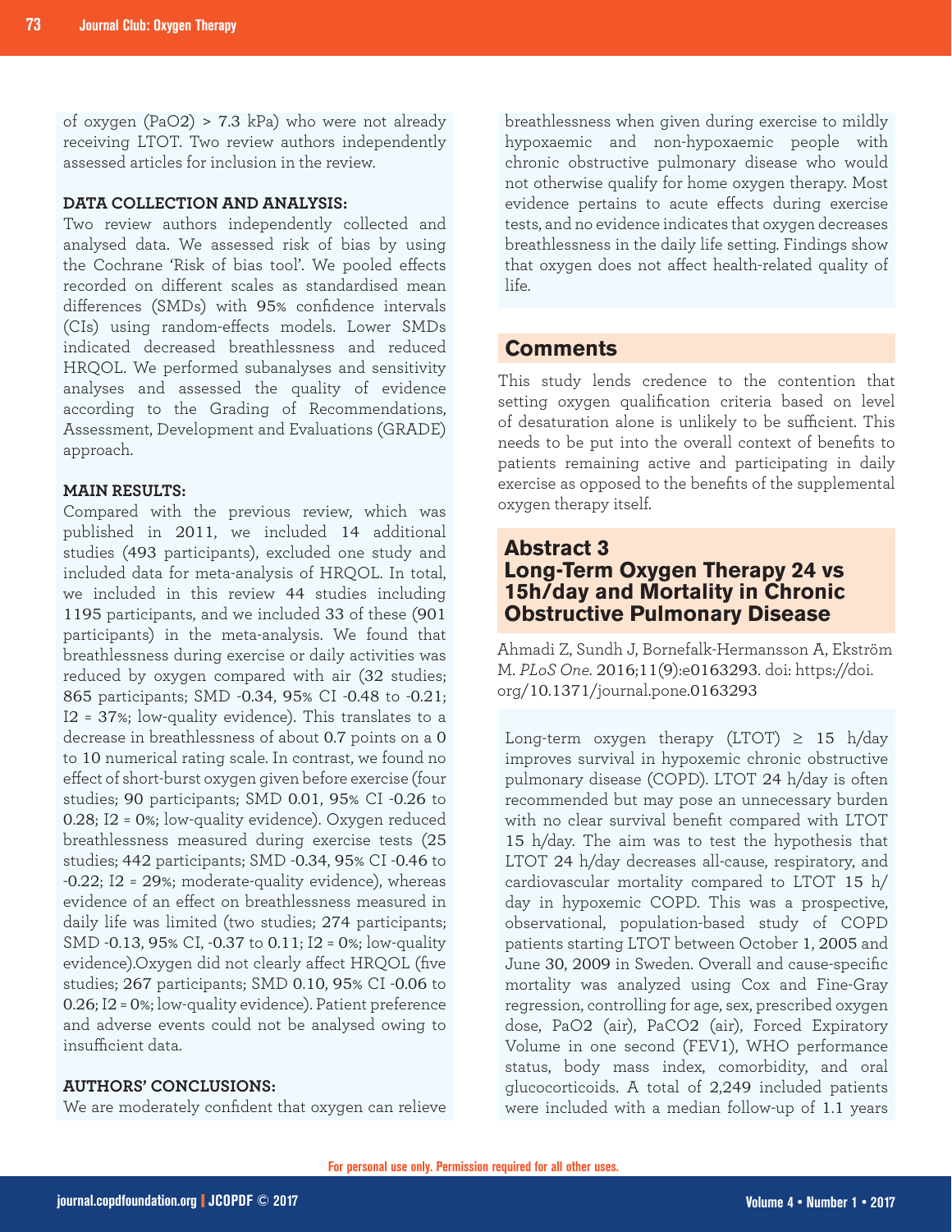of oxygen ($PaO_2$) > 7.3 kPa) who were not already receiving LTOT. Two review authors independently assessed articles for inclusion in the review.

**DATA COLLECTION AND ANALYSIS:**

Two review authors independently collected and analysed data. We assessed risk of bias by using the Cochrane 'Risk of bias tool'. We pooled effects recorded on different scales as standardised mean differences (SMDs) with 95% confidence intervals (CIs) using random-effects models. Lower SMDs indicated decreased breathlessness and reduced HRQOL. We performed subanalyses and sensitivity analyses and assessed the quality of evidence according to the Grading of Recommendations, Assessment, Development and Evaluations (GRADE) approach.

**MAIN RESULTS:**

Compared with the previous review, which was published in 2011, we included 14 additional studies (493 participants), excluded one study and included data for meta-analysis of HRQOL. In total, we included in this review 44 studies including 1195 participants, and we included 33 of these (901 participants) in the meta-analysis. We found that breathlessness during exercise or daily activities was reduced by oxygen compared with air (32 studies; 865 participants; SMD -0.34, 95% CI -0.48 to -0.21; $I^2$ = 37%; low-quality evidence). This translates to a decrease in breathlessness of about 0.7 points on a 0 to 10 numerical rating scale. In contrast, we found no effect of short-burst oxygen given before exercise (four studies; 90 participants; SMD 0.01, 95% CI -0.26 to 0.28; $I^2$ = 0%; low-quality evidence). Oxygen reduced breathlessness measured during exercise tests (25 studies; 442 participants; SMD -0.34, 95% CI -0.46 to -0.22; $I^2$ = 29%; moderate-quality evidence), whereas evidence of an effect on breathlessness measured in daily life was limited (two studies; 274 participants; SMD -0.13, 95% CI, -0.37 to 0.11; $I^2$ = 0%; low-quality evidence).Oxygen did not clearly affect HRQOL (five studies; 267 participants; SMD 0.10, 95% CI -0.06 to 0.26; $I^2$ = 0%; low-quality evidence). Patient preference and adverse events could not be analysed owing to insufficient data.

**AUTHORS' CONCLUSIONS:**

We are moderately confident that oxygen can relieve breathlessness when given during exercise to mildly hypoxaemic and non-hypoxaemic people with chronic obstructive pulmonary disease who would not otherwise qualify for home oxygen therapy. Most evidence pertains to acute effects during exercise tests, and no evidence indicates that oxygen decreases breathlessness in the daily life setting. Findings show that oxygen does not affect health-related quality of life.

## Comments

This study lends credence to the contention that setting oxygen qualification criteria based on level of desaturation alone is unlikely to be sufficient. This needs to be put into the overall context of benefits to patients remaining active and participating in daily exercise as opposed to the benefits of the supplemental oxygen therapy itself.

## Abstract 3
## Long-Term Oxygen Therapy 24 vs 15h/day and Mortality in Chronic Obstructive Pulmonary Disease

Ahmadi Z, Sundh J, Bornefalk-Hermansson A, Ekström M. *PLoS One*. 2016;11(9):e0163293. doi: https://doi.org/10.1371/journal.pone.0163293

Long-term oxygen therapy (LTOT) ≥ 15 h/day improves survival in hypoxemic chronic obstructive pulmonary disease (COPD). LTOT 24 h/day is often recommended but may pose an unnecessary burden with no clear survival benefit compared with LTOT 15 h/day. The aim was to test the hypothesis that LTOT 24 h/day decreases all-cause, respiratory, and cardiovascular mortality compared to LTOT 15 h/day in hypoxemic COPD. This was a prospective, observational, population-based study of COPD patients starting LTOT between October 1, 2005 and June 30, 2009 in Sweden. Overall and cause-specific mortality was analyzed using Cox and Fine-Gray regression, controlling for age, sex, prescribed oxygen dose, $PaO_2$ (air), $PaCO_2$ (air), Forced Expiratory Volume in one second (FEV1), WHO performance status, body mass index, comorbidity, and oral glucocorticoids. A total of 2,249 included patients were included with a median follow-up of 1.1 years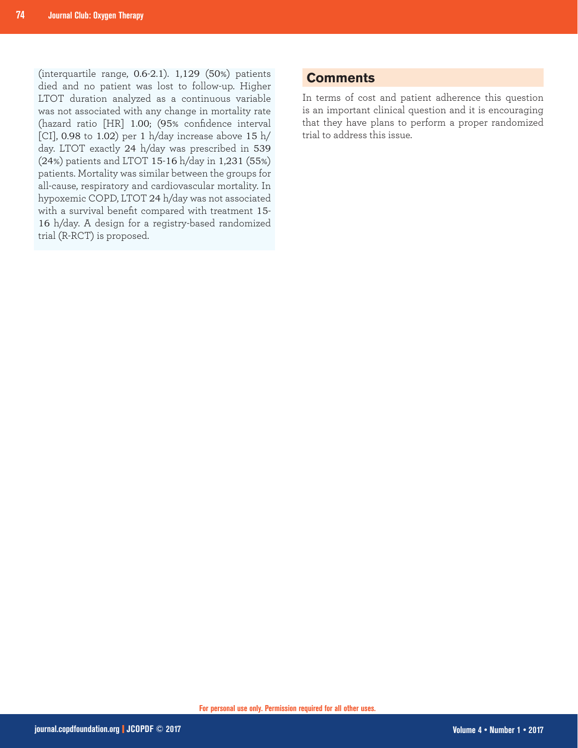(interquartile range, 0.6-2.1). 1,129 (50%) patients died and no patient was lost to follow-up. Higher LTOT duration analyzed as a continuous variable was not associated with any change in mortality rate (hazard ratio [HR] 1.00; (95% confidence interval [CI], 0.98 to 1.02) per 1 h/day increase above 15 h/day. LTOT exactly 24 h/day was prescribed in 539 (24%) patients and LTOT 15-16 h/day in 1,231 (55%) patients. Mortality was similar between the groups for all-cause, respiratory and cardiovascular mortality. In hypoxemic COPD, LTOT 24 h/day was not associated with a survival benefit compared with treatment 15-16 h/day. A design for a registry-based randomized trial (R-RCT) is proposed.

## Comments

In terms of cost and patient adherence this question is an important clinical question and it is encouraging that they have plans to perform a proper randomized trial to address this issue.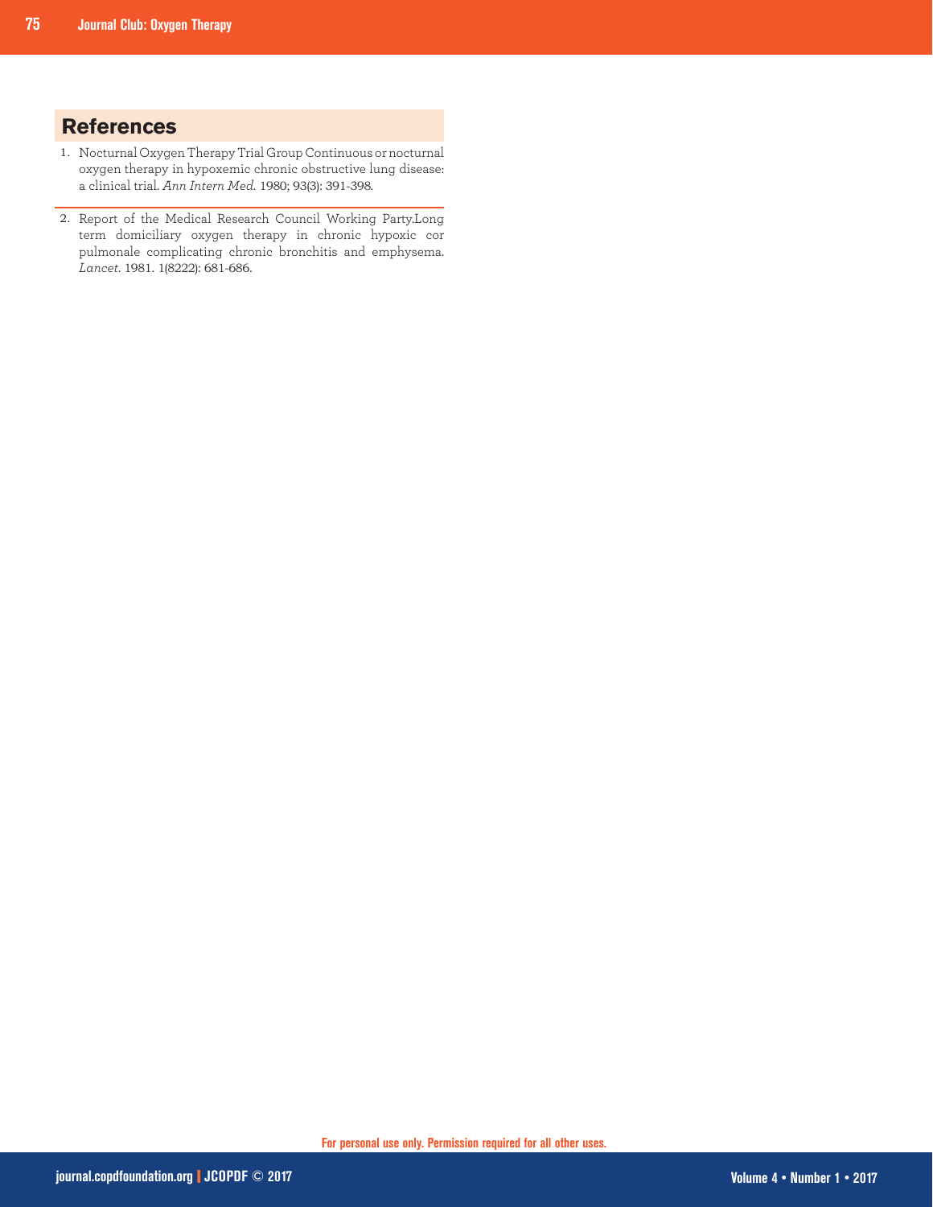## References

1. Nocturnal Oxygen Therapy Trial Group Continuous or nocturnal oxygen therapy in hypoxemic chronic obstructive lung disease: a clinical trial. *Ann Intern Med*. 1980; 93(3): 391-398.

2. Report of the Medical Research Council Working Party.Long term domiciliary oxygen therapy in chronic hypoxic cor pulmonale complicating chronic bronchitis and emphysema. *Lancet*. 1981. 1(8222): 681-686.

For personal use only. Permission required for all other uses.